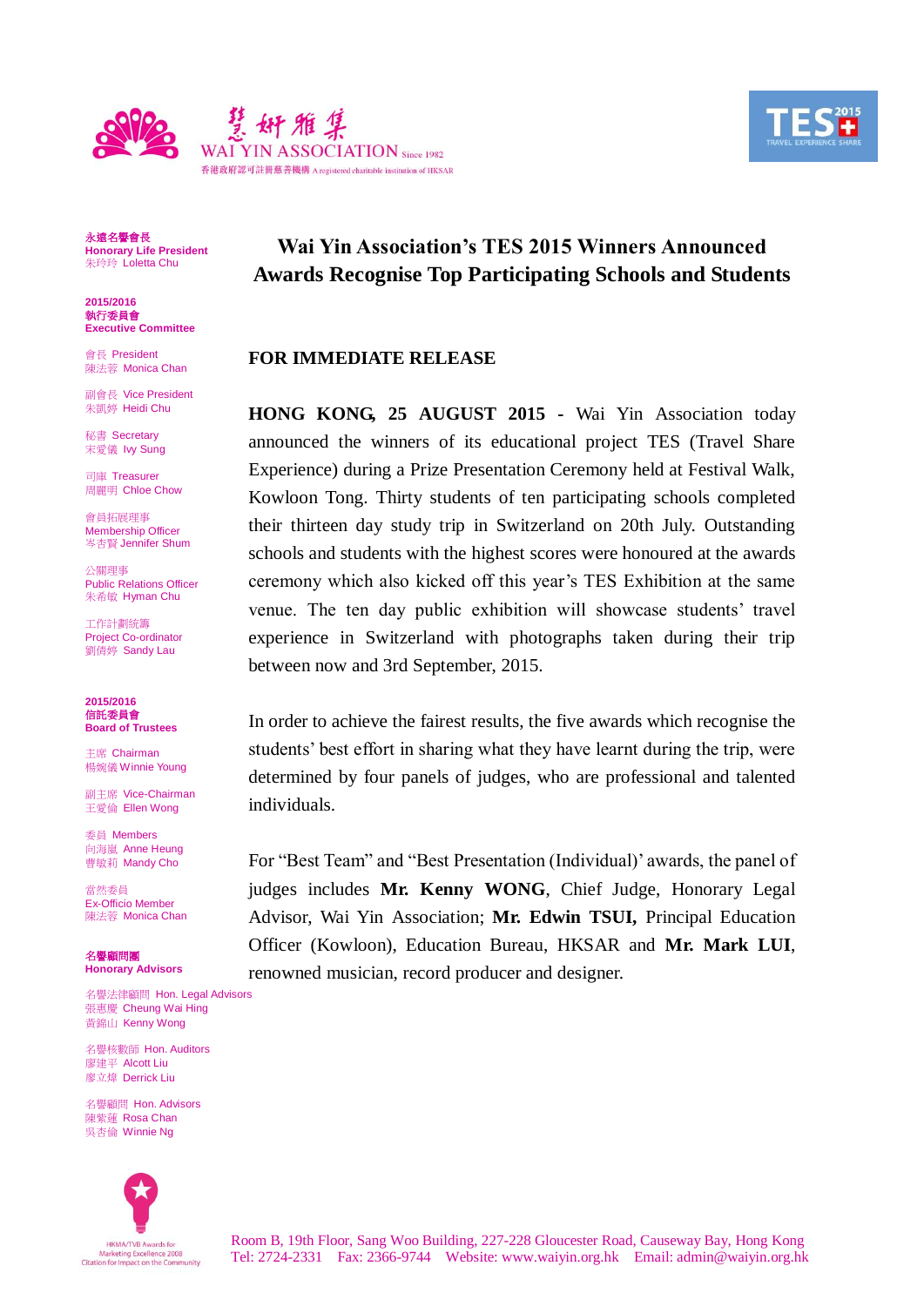慧妍雅集
WAI YIN ASSOCIATION Since 1982
香港政府認可註冊慈善機構 A registered charitable institution of HKSAR

永遠名譽會長
**Honorary Life President**
朱玲玲 Loletta Chu

**2015/2016**
**執行委員會**
**Executive Committee**

會長 President
陳法蓉 Monica Chan

副會長 Vice President
朱凱婷 Heidi Chu

秘書 Secretary
宋愛儀 Ivy Sung

司庫 Treasurer
周麗玥 Chloe Chow

會員拓展理事
Membership Officer
岑杏賢 Jennifer Shum

公關理事
Public Relations Officer
朱希敏 Hyman Chu

工作計劃統籌
Project Co-ordinator
劉倩婷 Sandy Lau

**2015/2016**
**信託委員會**
**Board of Trustees**

主席 Chairman
楊婉儀 Winnie Young

副主席 Vice-Chairman
王愛倫 Ellen Wong

委員 Members
向海嵐 Anne Heung
曹敏莉 Mandy Cho

當然委員
Ex-Officio Member
陳法蓉 Monica Chan

**名譽顧問團**
**Honorary Advisors**

名譽法律顧問 Hon. Legal Advisors
張惠慶 Cheung Wai Hing
黃錦山 Kenny Wong

名譽核數師 Hon. Auditors
廖建平 Alcott Liu
廖立煒 Derrick Liu

名譽顧問 Hon. Advisors
陳紫蓮 Rosa Chan
吳杏倫 Winnie Ng

HKMA/TVB Awards for Marketing Excellence 2008
Citation for Impact on the Community

# Wai Yin Association's TES 2015 Winners Announced
## Awards Recognise Top Participating Schools and Students

**FOR IMMEDIATE RELEASE**

**HONG KONG, 25 AUGUST 2015** - Wai Yin Association today announced the winners of its educational project TES (Travel Share Experience) during a Prize Presentation Ceremony held at Festival Walk, Kowloon Tong. Thirty students of ten participating schools completed their thirteen day study trip in Switzerland on 20th July. Outstanding schools and students with the highest scores were honoured at the awards ceremony which also kicked off this year's TES Exhibition at the same venue. The ten day public exhibition will showcase students' travel experience in Switzerland with photographs taken during their trip between now and 3rd September, 2015.

In order to achieve the fairest results, the five awards which recognise the students' best effort in sharing what they have learnt during the trip, were determined by four panels of judges, who are professional and talented individuals.

For "Best Team" and "Best Presentation (Individual)' awards, the panel of judges includes **Mr. Kenny WONG**, Chief Judge, Honorary Legal Advisor, Wai Yin Association; **Mr. Edwin TSUI,** Principal Education Officer (Kowloon), Education Bureau, HKSAR and **Mr. Mark LUI**, renowned musician, record producer and designer.

Room B, 19th Floor, Sang Woo Building, 227-228 Gloucester Road, Causeway Bay, Hong Kong
Tel: 2724-2331 Fax: 2366-9744 Website: www.waiyin.org.hk Email: admin@waiyin.org.hk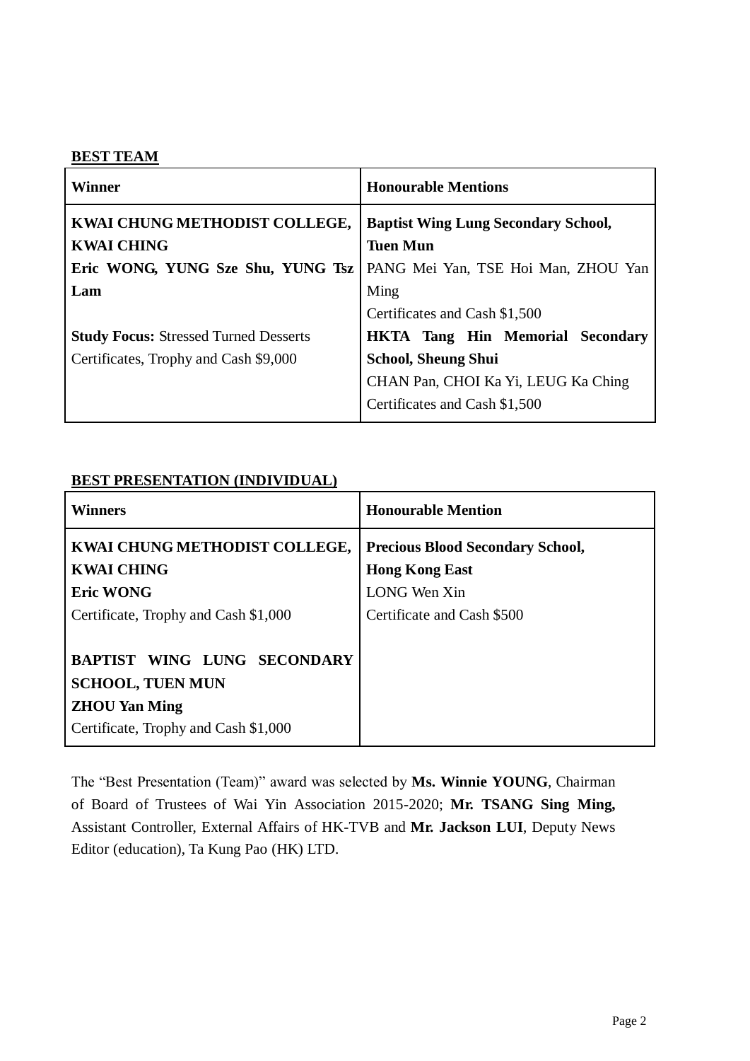**BEST TEAM**

| Winner | Honourable Mentions |
|---|---|
| **KWAI CHUNG METHODIST COLLEGE, KWAI CHING**<br>**Eric WONG, YUNG Sze Shu, YUNG Tsz Lam**<br><br>**Study Focus:** Stressed Turned Desserts<br>Certificates, Trophy and Cash $9,000 | **Baptist Wing Lung Secondary School, Tuen Mun**<br>PANG Mei Yan, TSE Hoi Man, ZHOU Yan Ming<br>Certificates and Cash $1,500<br>**HKTA Tang Hin Memorial Secondary School, Sheung Shui**<br>CHAN Pan, CHOI Ka Yi, LEUG Ka Ching<br>Certificates and Cash $1,500 |

**BEST PRESENTATION (INDIVIDUAL)**

| Winners | Honourable Mention |
|---|---|
| **KWAI CHUNG METHODIST COLLEGE, KWAI CHING**<br>**Eric WONG**<br>Certificate, Trophy and Cash $1,000<br><br>**BAPTIST WING LUNG SECONDARY SCHOOL, TUEN MUN**<br>**ZHOU Yan Ming**<br>Certificate, Trophy and Cash $1,000 | **Precious Blood Secondary School, Hong Kong East**<br>LONG Wen Xin<br>Certificate and Cash $500 |

The "Best Presentation (Team)" award was selected by **Ms. Winnie YOUNG**, Chairman of Board of Trustees of Wai Yin Association 2015-2020; **Mr. TSANG Sing Ming,** Assistant Controller, External Affairs of HK-TVB and **Mr. Jackson LUI**, Deputy News Editor (education), Ta Kung Pao (HK) LTD.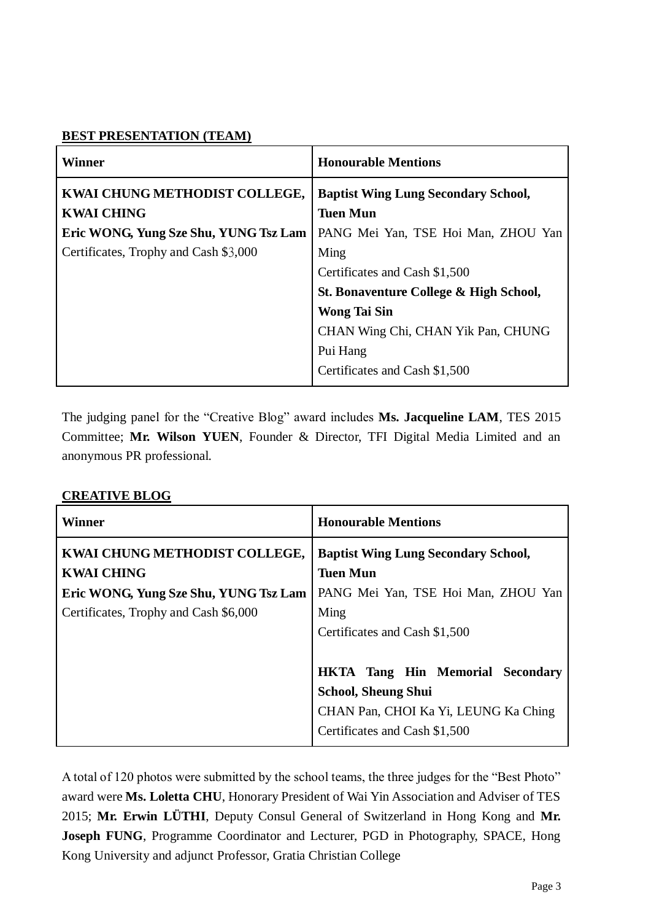**BEST PRESENTATION (TEAM)**

| Winner | Honourable Mentions |
|---|---|
| **KWAI CHUNG METHODIST COLLEGE, KWAI CHING**<br>**Eric WONG, Yung Sze Shu, YUNG Tsz Lam**<br>Certificates, Trophy and Cash $3,000 | **Baptist Wing Lung Secondary School, Tuen Mun**<br>PANG Mei Yan, TSE Hoi Man, ZHOU Yan Ming<br>Certificates and Cash $1,500<br>**St. Bonaventure College & High School, Wong Tai Sin**<br>CHAN Wing Chi, CHAN Yik Pan, CHUNG Pui Hang<br>Certificates and Cash $1,500 |

The judging panel for the "Creative Blog" award includes **Ms. Jacqueline LAM**, TES 2015 Committee; **Mr. Wilson YUEN**, Founder & Director, TFI Digital Media Limited and an anonymous PR professional.

**CREATIVE BLOG**

| Winner | Honourable Mentions |
|---|---|
| **KWAI CHUNG METHODIST COLLEGE, KWAI CHING**<br>**Eric WONG, Yung Sze Shu, YUNG Tsz Lam**<br>Certificates, Trophy and Cash $6,000 | **Baptist Wing Lung Secondary School, Tuen Mun**<br>PANG Mei Yan, TSE Hoi Man, ZHOU Yan Ming<br>Certificates and Cash $1,500<br><br>**HKTA Tang Hin Memorial Secondary School, Sheung Shui**<br>CHAN Pan, CHOI Ka Yi, LEUNG Ka Ching<br>Certificates and Cash $1,500 |

A total of 120 photos were submitted by the school teams, the three judges for the "Best Photo" award were **Ms. Loletta CHU**, Honorary President of Wai Yin Association and Adviser of TES 2015; **Mr. Erwin LÜTHI**, Deputy Consul General of Switzerland in Hong Kong and **Mr. Joseph FUNG**, Programme Coordinator and Lecturer, PGD in Photography, SPACE, Hong Kong University and adjunct Professor, Gratia Christian College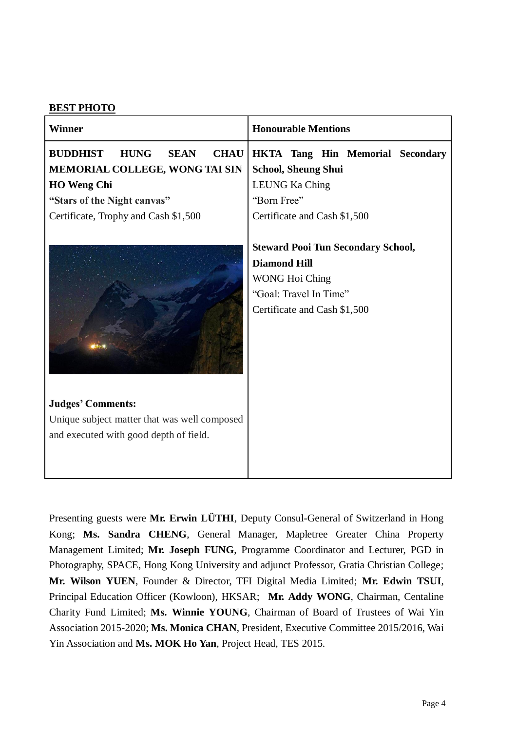**BEST PHOTO**

| Winner | Honourable Mentions |
| --- | --- |
| **BUDDHIST HUNG SEAN CHAU MEMORIAL COLLEGE, WONG TAI SIN**<br>**HO Weng Chi**<br>**"Stars of the Night canvas"**<br>Certificate, Trophy and Cash $1,500<br><br>**Judges' Comments:**<br>Unique subject matter that was well composed and executed with good depth of field. | **HKTA Tang Hin Memorial Secondary School, Sheung Shui**<br>LEUNG Ka Ching<br>"Born Free"<br>Certificate and Cash $1,500<br><br>**Steward Pooi Tun Secondary School, Diamond Hill**<br>WONG Hoi Ching<br>"Goal: Travel In Time"<br>Certificate and Cash $1,500 |

Presenting guests were **Mr. Erwin LÜTHI**, Deputy Consul-General of Switzerland in Hong Kong; **Ms. Sandra CHENG**, General Manager, Mapletree Greater China Property Management Limited; **Mr. Joseph FUNG**, Programme Coordinator and Lecturer, PGD in Photography, SPACE, Hong Kong University and adjunct Professor, Gratia Christian College; **Mr. Wilson YUEN**, Founder & Director, TFI Digital Media Limited; **Mr. Edwin TSUI**, Principal Education Officer (Kowloon), HKSAR; **Mr. Addy WONG**, Chairman, Centaline Charity Fund Limited; **Ms. Winnie YOUNG**, Chairman of Board of Trustees of Wai Yin Association 2015-2020; **Ms. Monica CHAN**, President, Executive Committee 2015/2016, Wai Yin Association and **Ms. MOK Ho Yan**, Project Head, TES 2015.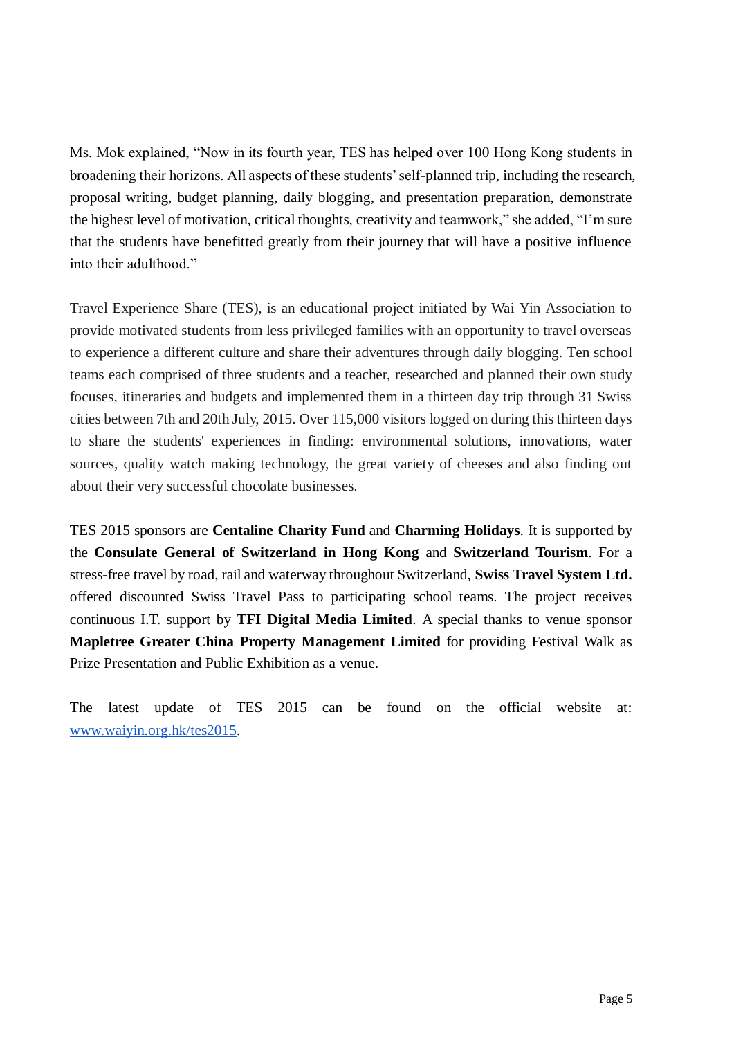Ms. Mok explained, “Now in its fourth year, TES has helped over 100 Hong Kong students in broadening their horizons. All aspects of these students’ self-planned trip, including the research, proposal writing, budget planning, daily blogging, and presentation preparation, demonstrate the highest level of motivation, critical thoughts, creativity and teamwork,” she added, “I’m sure that the students have benefitted greatly from their journey that will have a positive influence into their adulthood.”

Travel Experience Share (TES), is an educational project initiated by Wai Yin Association to provide motivated students from less privileged families with an opportunity to travel overseas to experience a different culture and share their adventures through daily blogging. Ten school teams each comprised of three students and a teacher, researched and planned their own study focuses, itineraries and budgets and implemented them in a thirteen day trip through 31 Swiss cities between 7th and 20th July, 2015. Over 115,000 visitors logged on during this thirteen days to share the students' experiences in finding: environmental solutions, innovations, water sources, quality watch making technology, the great variety of cheeses and also finding out about their very successful chocolate businesses.

TES 2015 sponsors are **Centaline Charity Fund** and **Charming Holidays**. It is supported by the **Consulate General of Switzerland in Hong Kong** and **Switzerland Tourism**. For a stress-free travel by road, rail and waterway throughout Switzerland, **Swiss Travel System Ltd.** offered discounted Swiss Travel Pass to participating school teams. The project receives continuous I.T. support by **TFI Digital Media Limited**. A special thanks to venue sponsor **Mapletree Greater China Property Management Limited** for providing Festival Walk as Prize Presentation and Public Exhibition as a venue.

The latest update of TES 2015 can be found on the official website at: [www.waiyin.org.hk/tes2015](http://www.waiyin.org.hk/tes2015).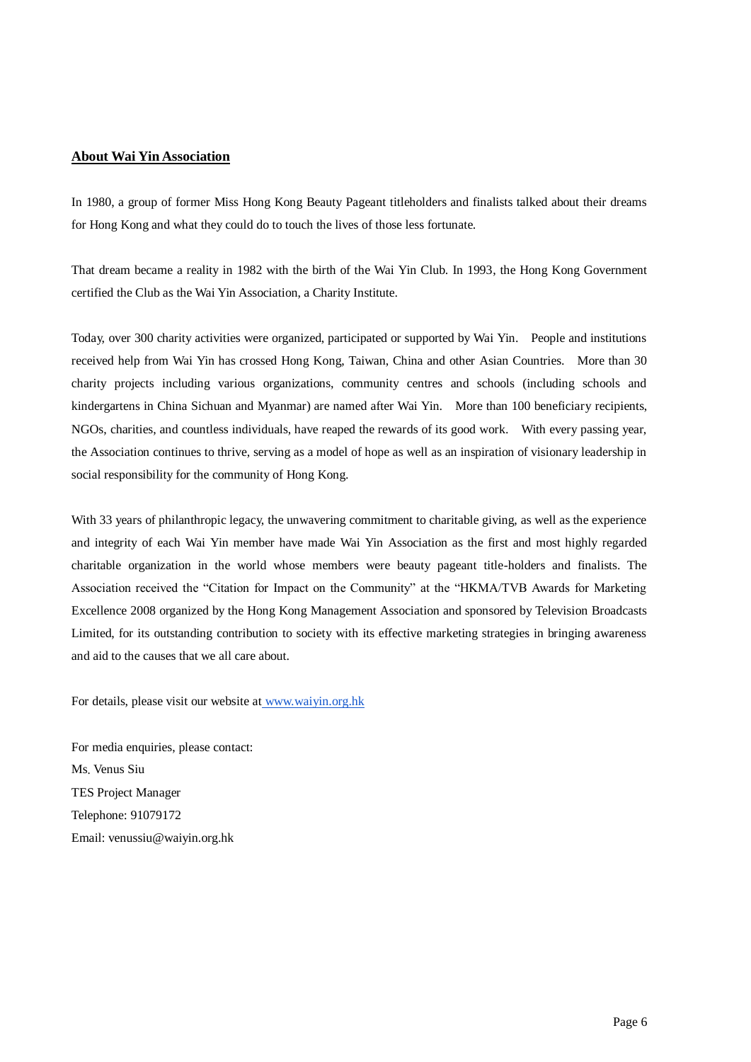## About Wai Yin Association

In 1980, a group of former Miss Hong Kong Beauty Pageant titleholders and finalists talked about their dreams for Hong Kong and what they could do to touch the lives of those less fortunate.

That dream became a reality in 1982 with the birth of the Wai Yin Club. In 1993, the Hong Kong Government certified the Club as the Wai Yin Association, a Charity Institute.

Today, over 300 charity activities were organized, participated or supported by Wai Yin. People and institutions received help from Wai Yin has crossed Hong Kong, Taiwan, China and other Asian Countries. More than 30 charity projects including various organizations, community centres and schools (including schools and kindergartens in China Sichuan and Myanmar) are named after Wai Yin. More than 100 beneficiary recipients, NGOs, charities, and countless individuals, have reaped the rewards of its good work. With every passing year, the Association continues to thrive, serving as a model of hope as well as an inspiration of visionary leadership in social responsibility for the community of Hong Kong.

With 33 years of philanthropic legacy, the unwavering commitment to charitable giving, as well as the experience and integrity of each Wai Yin member have made Wai Yin Association as the first and most highly regarded charitable organization in the world whose members were beauty pageant title-holders and finalists. The Association received the "Citation for Impact on the Community" at the "HKMA/TVB Awards for Marketing Excellence 2008 organized by the Hong Kong Management Association and sponsored by Television Broadcasts Limited, for its outstanding contribution to society with its effective marketing strategies in bringing awareness and aid to the causes that we all care about.

For details, please visit our website at www.waiyin.org.hk

For media enquiries, please contact:
Ms. Venus Siu
TES Project Manager
Telephone: 91079172
Email: venussiu@waiyin.org.hk